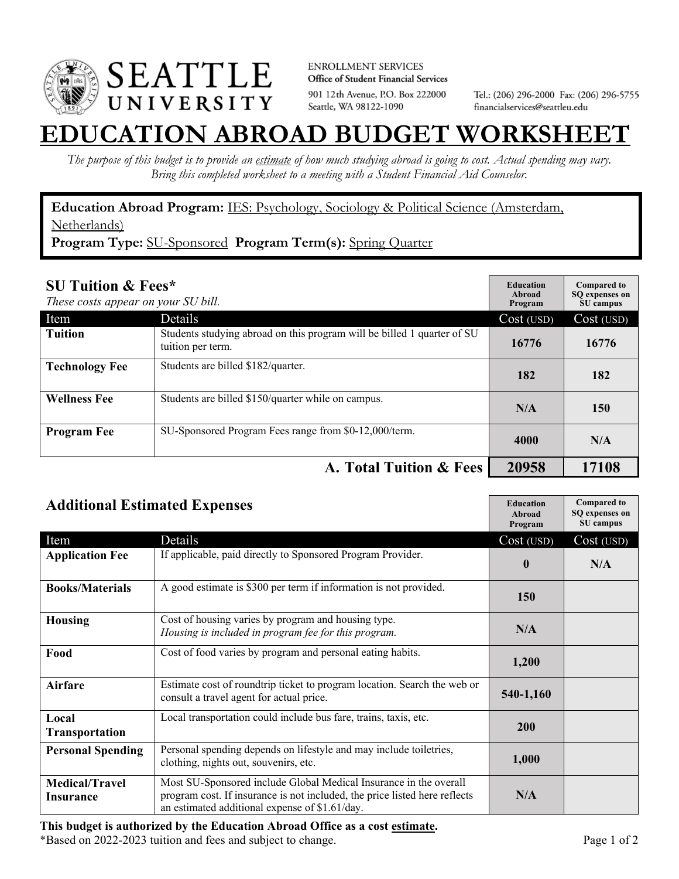SEATTLE UNIVERSITY

ENROLLMENT SERVICES
**Office of Student Financial Services**
901 12th Avenue, P.O. Box 222000
Seattle, WA 98122-1090

Tel.: (206) 296-2000 Fax: (206) 296-5755
financialservices@seattleu.edu

# EDUCATION ABROAD BUDGET WORKSHEET

*The purpose of this budget is to provide an estimate of how much studying abroad is going to cost. Actual spending may vary. Bring this completed worksheet to a meeting with a Student Financial Aid Counselor.*

**Education Abroad Program:** IES: Psychology, Sociology & Political Science (Amsterdam, Netherlands)
**Program Type:** SU-Sponsored **Program Term(s):** Spring Quarter

## SU Tuition & Fees*

*These costs appear on your SU bill.*

| Item | Details | Education Abroad Program Cost (USD) | Compared to SQ expenses on SU campus Cost (USD) |
|---|---|---|---|
| **Tuition** | Students studying abroad on this program will be billed 1 quarter of SU tuition per term. | 16776 | 16776 |
| **Technology Fee** | Students are billed $182/quarter. | 182 | 182 |
| **Wellness Fee** | Students are billed $150/quarter while on campus. | N/A | 150 |
| **Program Fee** | SU-Sponsored Program Fees range from $0-12,000/term. | 4000 | N/A |
| | **A. Total Tuition & Fees** | **20958** | **17108** |

## Additional Estimated Expenses

| Item | Details | Education Abroad Program Cost (USD) | Compared to SQ expenses on SU campus Cost (USD) |
|---|---|---|---|
| **Application Fee** | If applicable, paid directly to Sponsored Program Provider. | 0 | N/A |
| **Books/Materials** | A good estimate is $300 per term if information is not provided. | 150 | |
| **Housing** | Cost of housing varies by program and housing type. *Housing is included in program fee for this program.* | N/A | |
| **Food** | Cost of food varies by program and personal eating habits. | 1,200 | |
| **Airfare** | Estimate cost of roundtrip ticket to program location. Search the web or consult a travel agent for actual price. | 540-1,160 | |
| **Local Transportation** | Local transportation could include bus fare, trains, taxis, etc. | 200 | |
| **Personal Spending** | Personal spending depends on lifestyle and may include toiletries, clothing, nights out, souvenirs, etc. | 1,000 | |
| **Medical/Travel Insurance** | Most SU-Sponsored include Global Medical Insurance in the overall program cost. If insurance is not included, the price listed here reflects an estimated additional expense of $1.61/day. | N/A | |

**This budget is authorized by the Education Abroad Office as a cost estimate.**
*Based on 2022-2023 tuition and fees and subject to change.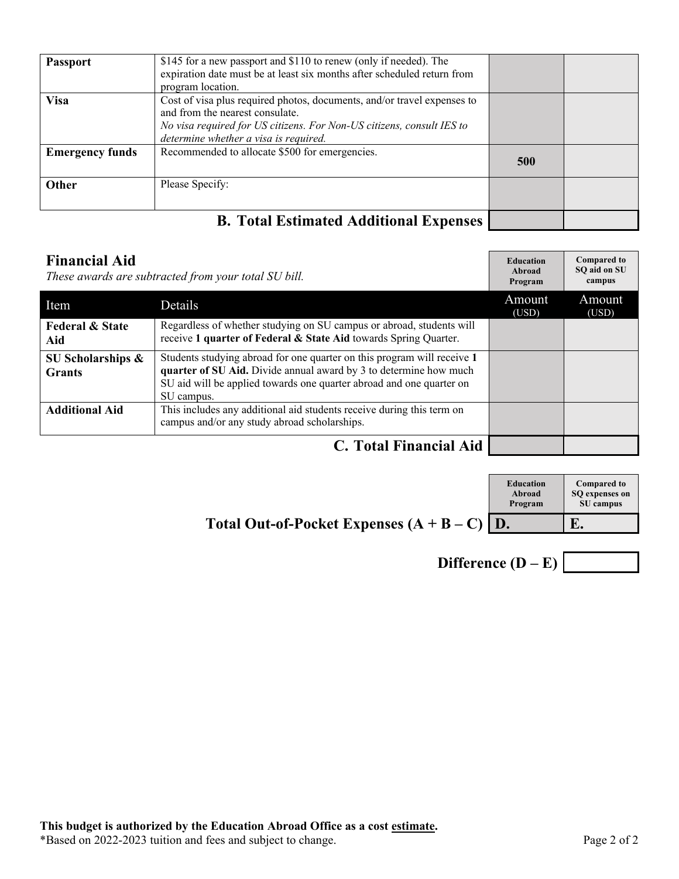| | | | |
|---|---|---|---|
| **Passport** | $145 for a new passport and $110 to renew (only if needed). The expiration date must be at least six months after scheduled return from program location. | | |
| **Visa** | Cost of visa plus required photos, documents, and/or travel expenses to and from the nearest consulate. *No visa required for US citizens. For Non-US citizens, consult IES to determine whether a visa is required.* | | |
| **Emergency funds** | Recommended to allocate $500 for emergencies. | **500** | |
| **Other** | Please Specify: | | |
| | **B. Total Estimated Additional Expenses** | | |

## Financial Aid

*These awards are subtracted from your total SU bill.*

| | | Education Abroad Program | Compared to SQ aid on SU campus |
|---|---|---|---|
| Item | Details | Amount (USD) | Amount (USD) |
| **Federal & State Aid** | Regardless of whether studying on SU campus or abroad, students will receive **1 quarter of Federal & State Aid** towards Spring Quarter. | | |
| **SU Scholarships & Grants** | Students studying abroad for one quarter on this program will receive **1 quarter of SU Aid.** Divide annual award by 3 to determine how much SU aid will be applied towards one quarter abroad and one quarter on SU campus. | | |
| **Additional Aid** | This includes any additional aid students receive during this term on campus and/or any study abroad scholarships. | | |
| | **C. Total Financial Aid** | | |

| | Education Abroad Program | Compared to SQ expenses on SU campus |
|---|---|---|
| **Total Out-of-Pocket Expenses (A + B – C)** | **D.** | **E.** |

| | |
|---|---|
| **Difference (D – E)** | |

**This budget is authorized by the Education Abroad Office as a cost estimate.**

*Based on 2022-2023 tuition and fees and subject to change.